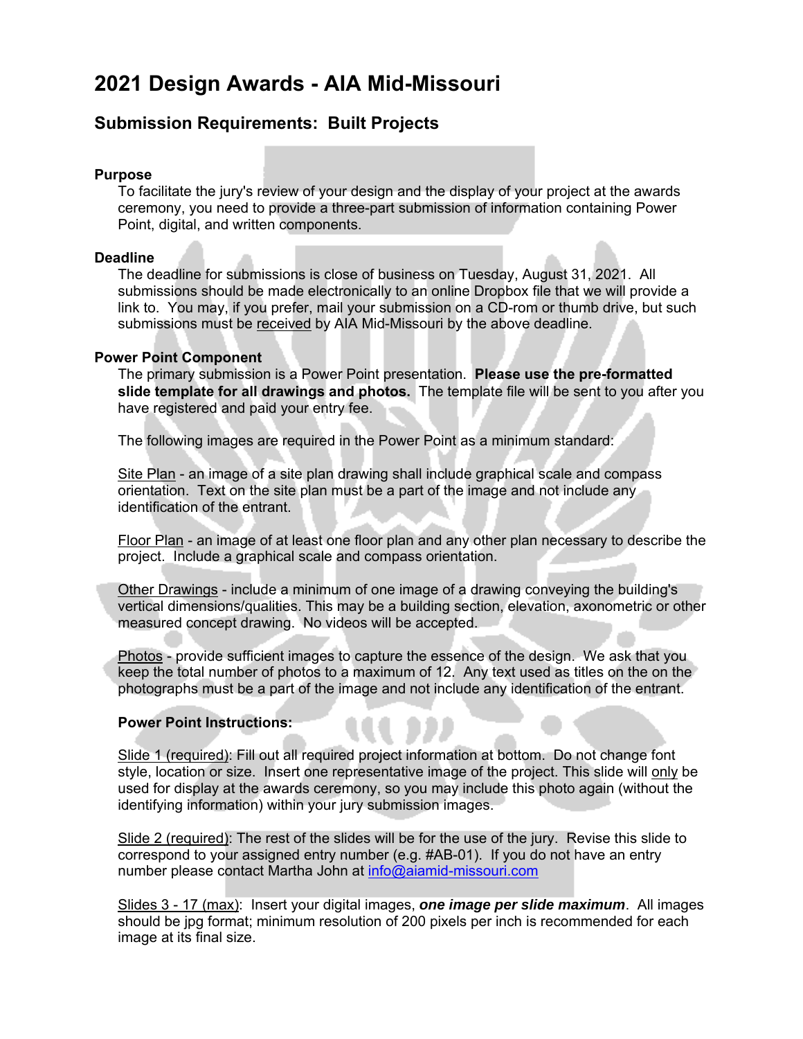# 2021 Design Awards - AIA Mid-Missouri

## Submission Requirements: Built Projects

### Purpose

To facilitate the jury's review of your design and the display of your project at the awards ceremony, you need to provide a three-part submission of information containing Power Point, digital, and written components.

### Deadline

The deadline for submissions is close of business on Tuesday, August 31, 2021. All submissions should be made electronically to an online Dropbox file that we will provide a link to. You may, if you prefer, mail your submission on a CD-rom or thumb drive, but such submissions must be received by AIA Mid-Missouri by the above deadline.

### Power Point Component

The primary submission is a Power Point presentation. **Please use the pre-formatted slide template for all drawings and photos.** The template file will be sent to you after you have registered and paid your entry fee.

The following images are required in the Power Point as a minimum standard:

Site Plan - an image of a site plan drawing shall include graphical scale and compass orientation. Text on the site plan must be a part of the image and not include any identification of the entrant.

Floor Plan - an image of at least one floor plan and any other plan necessary to describe the project. Include a graphical scale and compass orientation.

Other Drawings - include a minimum of one image of a drawing conveying the building's vertical dimensions/qualities. This may be a building section, elevation, axonometric or other measured concept drawing. No videos will be accepted.

Photos - provide sufficient images to capture the essence of the design. We ask that you keep the total number of photos to a maximum of 12. Any text used as titles on the on the photographs must be a part of the image and not include any identification of the entrant.

**Power Point Instructions:**

Slide 1 (required): Fill out all required project information at bottom. Do not change font style, location or size. Insert one representative image of the project. This slide will only be used for display at the awards ceremony, so you may include this photo again (without the identifying information) within your jury submission images.

Slide 2 (required): The rest of the slides will be for the use of the jury. Revise this slide to correspond to your assigned entry number (e.g. #AB-01). If you do not have an entry number please contact Martha John at info@aiamid-missouri.com

Slides 3 - 17 (max): Insert your digital images, ***one image per slide maximum***. All images should be jpg format; minimum resolution of 200 pixels per inch is recommended for each image at its final size.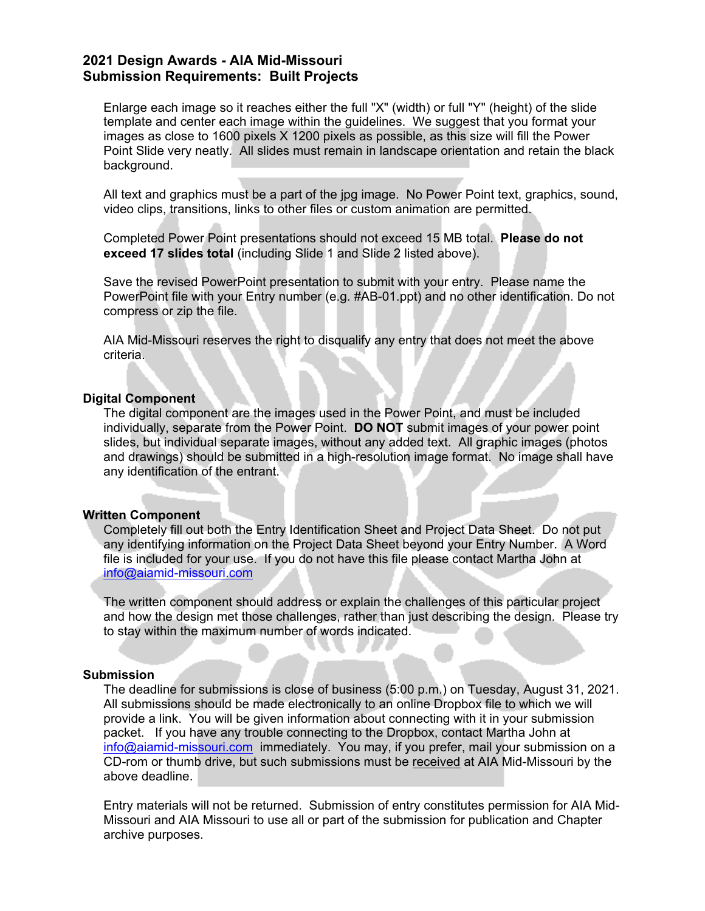**2021 Design Awards - AIA Mid-Missouri**
**Submission Requirements: Built Projects**

Enlarge each image so it reaches either the full "X" (width) or full "Y" (height) of the slide template and center each image within the guidelines. We suggest that you format your images as close to 1600 pixels X 1200 pixels as possible, as this size will fill the Power Point Slide very neatly. All slides must remain in landscape orientation and retain the black background.

All text and graphics must be a part of the jpg image. No Power Point text, graphics, sound, video clips, transitions, links to other files or custom animation are permitted.

Completed Power Point presentations should not exceed 15 MB total. **Please do not exceed 17 slides total** (including Slide 1 and Slide 2 listed above).

Save the revised PowerPoint presentation to submit with your entry. Please name the PowerPoint file with your Entry number (e.g. #AB-01.ppt) and no other identification. Do not compress or zip the file.

AIA Mid-Missouri reserves the right to disqualify any entry that does not meet the above criteria.

**Digital Component**

The digital component are the images used in the Power Point, and must be included individually, separate from the Power Point. **DO NOT** submit images of your power point slides, but individual separate images, without any added text. All graphic images (photos and drawings) should be submitted in a high-resolution image format. No image shall have any identification of the entrant.

**Written Component**

Completely fill out both the Entry Identification Sheet and Project Data Sheet. Do not put any identifying information on the Project Data Sheet beyond your Entry Number. A Word file is included for your use. If you do not have this file please contact Martha John at info@aiamid-missouri.com

The written component should address or explain the challenges of this particular project and how the design met those challenges, rather than just describing the design. Please try to stay within the maximum number of words indicated.

**Submission**

The deadline for submissions is close of business (5:00 p.m.) on Tuesday, August 31, 2021. All submissions should be made electronically to an online Dropbox file to which we will provide a link. You will be given information about connecting with it in your submission packet. If you have any trouble connecting to the Dropbox, contact Martha John at info@aiamid-missouri.com immediately. You may, if you prefer, mail your submission on a CD-rom or thumb drive, but such submissions must be received at AIA Mid-Missouri by the above deadline.

Entry materials will not be returned. Submission of entry constitutes permission for AIA Mid-Missouri and AIA Missouri to use all or part of the submission for publication and Chapter archive purposes.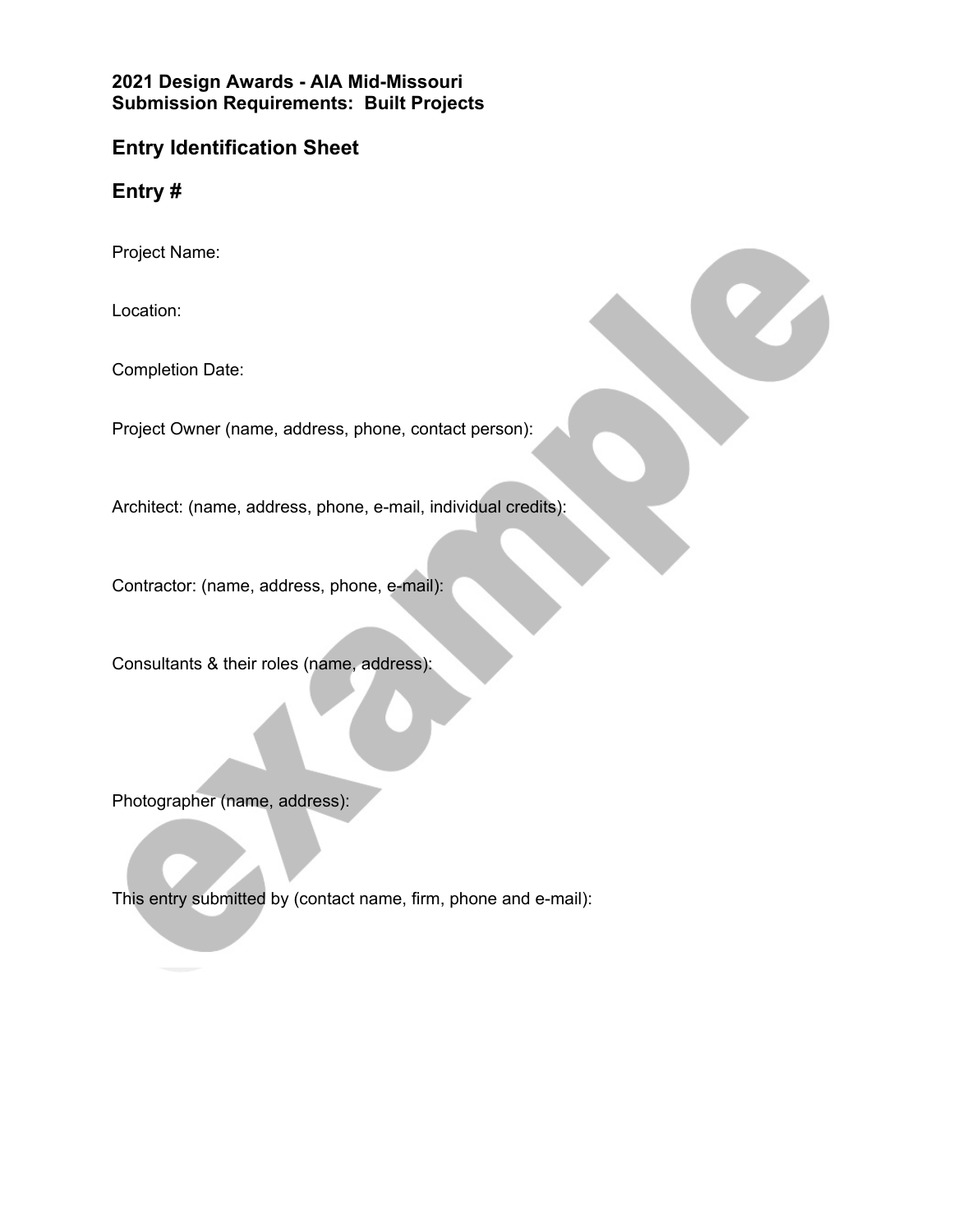**2021 Design Awards - AIA Mid-Missouri**
**Submission Requirements: Built Projects**

## Entry Identification Sheet

## Entry #

Project Name:

Location:

Completion Date:

Project Owner (name, address, phone, contact person):

Architect: (name, address, phone, e-mail, individual credits):

Contractor: (name, address, phone, e-mail):

Consultants & their roles (name, address):

Photographer (name, address):

This entry submitted by (contact name, firm, phone and e-mail):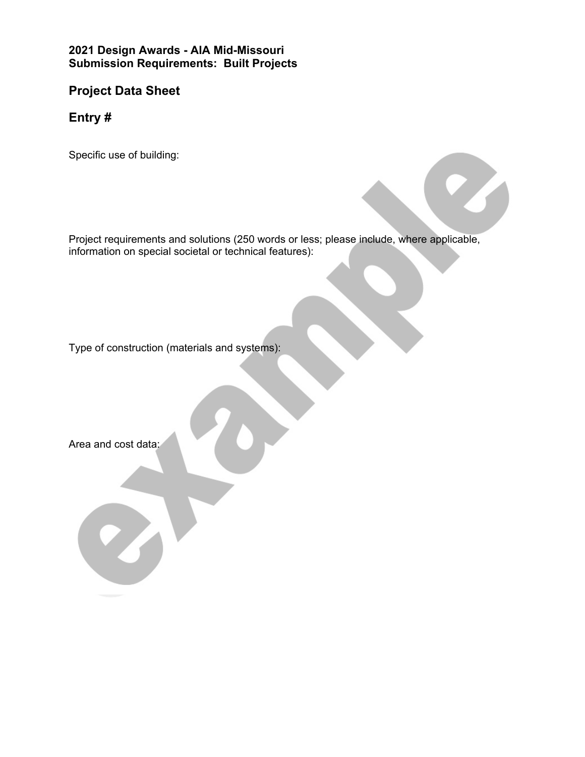**2021 Design Awards - AIA Mid-Missouri**
**Submission Requirements: Built Projects**

## Project Data Sheet

## Entry #

Specific use of building:

Project requirements and solutions (250 words or less; please include, where applicable, information on special societal or technical features):

Type of construction (materials and systems):

Area and cost data: